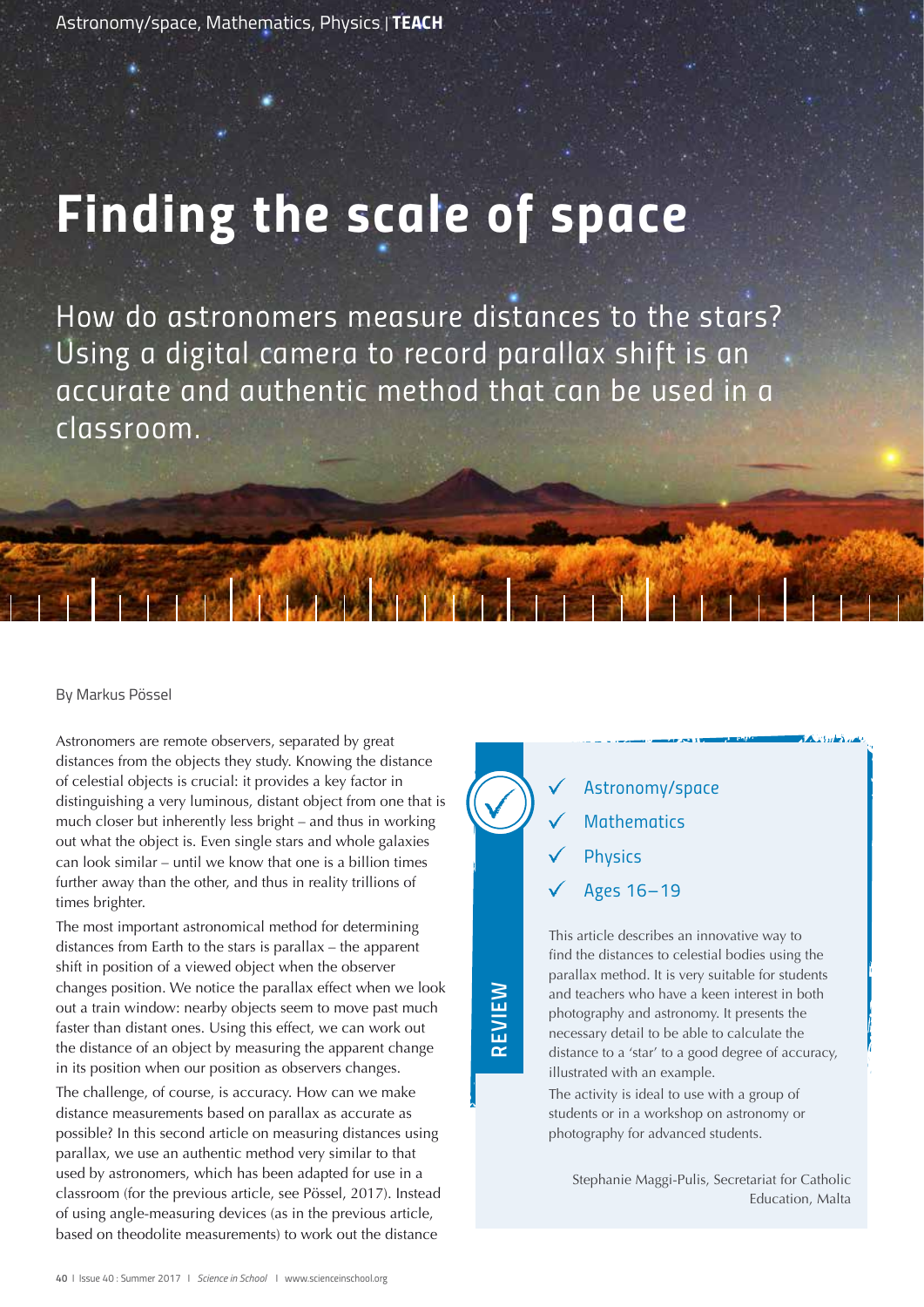Astronomy/space, Mathematics, Physics | **TEACH**

# Finding the scale of space

How do astronomers measure distances to the stars? Using a digital camera to record parallax shift is an accurate and authentic method that can be used in a classroom.

By Markus Pössel

Astronomers are remote observers, separated by great distances from the objects they study. Knowing the distance of celestial objects is crucial: it provides a key factor in distinguishing a very luminous, distant object from one that is much closer but inherently less bright – and thus in working out what the object is. Even single stars and whole galaxies can look similar – until we know that one is a billion times further away than the other, and thus in reality trillions of times brighter.

The most important astronomical method for determining distances from Earth to the stars is parallax – the apparent shift in position of a viewed object when the observer changes position. We notice the parallax effect when we look out a train window: nearby objects seem to move past much faster than distant ones. Using this effect, we can work out the distance of an object by measuring the apparent change in its position when our position as observers changes.

The challenge, of course, is accuracy. How can we make distance measurements based on parallax as accurate as possible? In this second article on measuring distances using parallax, we use an authentic method very similar to that used by astronomers, which has been adapted for use in a classroom (for the previous article, see Pössel, 2017). Instead of using angle-measuring devices (as in the previous article, based on theodolite measurements) to work out the distance

**REVIEW**

- ✓ Astronomy/space
- ✓ Mathematics
- ✓ Physics
- ✓ Ages 16–19

This article describes an innovative way to find the distances to celestial bodies using the parallax method. It is very suitable for students and teachers who have a keen interest in both photography and astronomy. It presents the necessary detail to be able to calculate the distance to a 'star' to a good degree of accuracy, illustrated with an example.

The activity is ideal to use with a group of students or in a workshop on astronomy or photography for advanced students.

Stephanie Maggi-Pulis, Secretariat for Catholic Education, Malta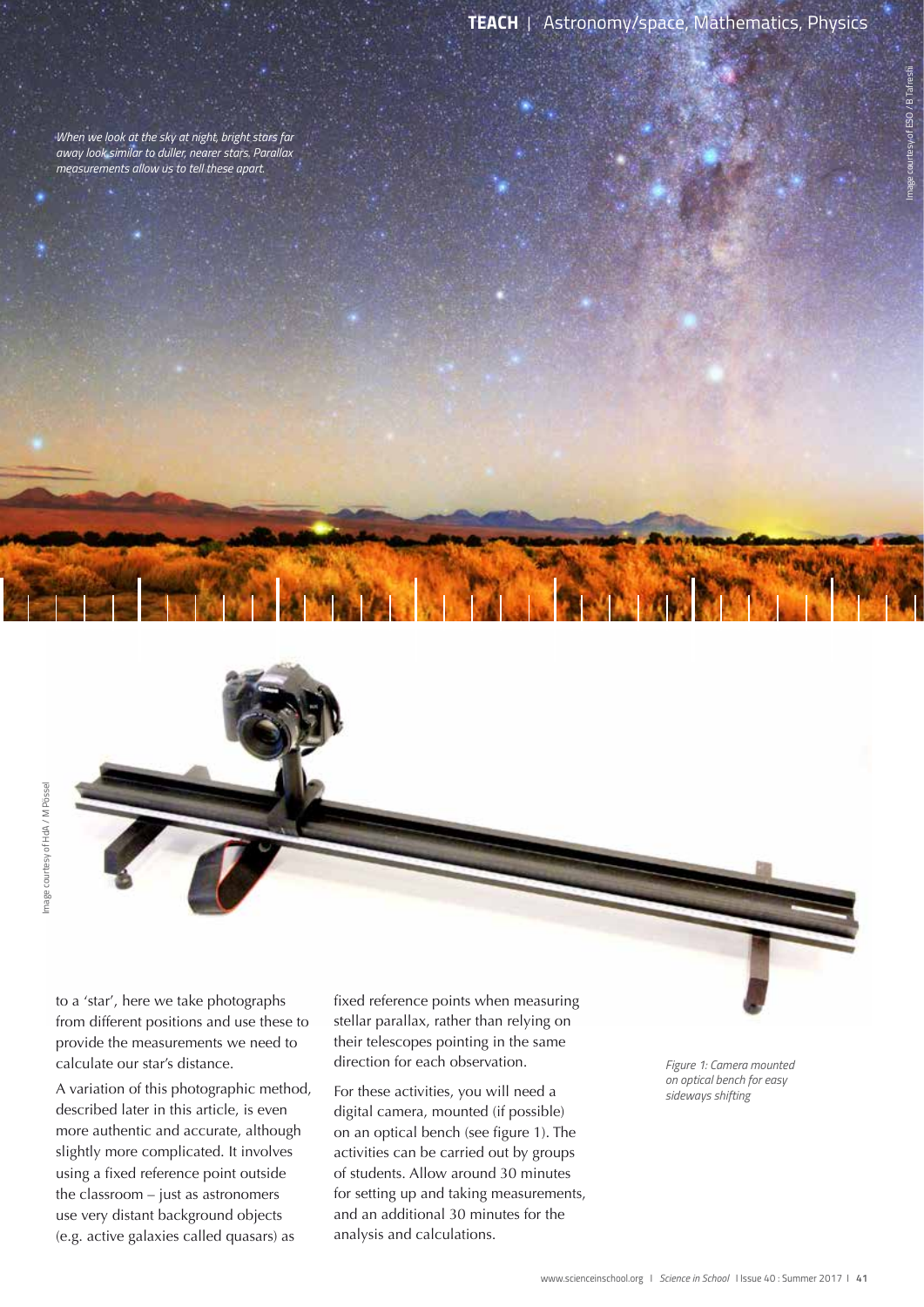*When we look at the sky at night, bright stars far away look similar to duller, nearer stars. Parallax measurements allow us to tell these apart.*

to a 'star', here we take photographs from different positions and use these to provide the measurements we need to calculate our star's distance.

A variation of this photographic method, described later in this article, is even more authentic and accurate, although slightly more complicated. It involves using a fixed reference point outside the classroom – just as astronomers use very distant background objects (e.g. active galaxies called quasars) as fixed reference points when measuring stellar parallax, rather than relying on their telescopes pointing in the same direction for each observation.

For these activities, you will need a digital camera, mounted (if possible) on an optical bench (see figure 1). The activities can be carried out by groups of students. Allow around 30 minutes for setting up and taking measurements, and an additional 30 minutes for the analysis and calculations.

*Figure 1: Camera mounted on optical bench for easy sideways shifting*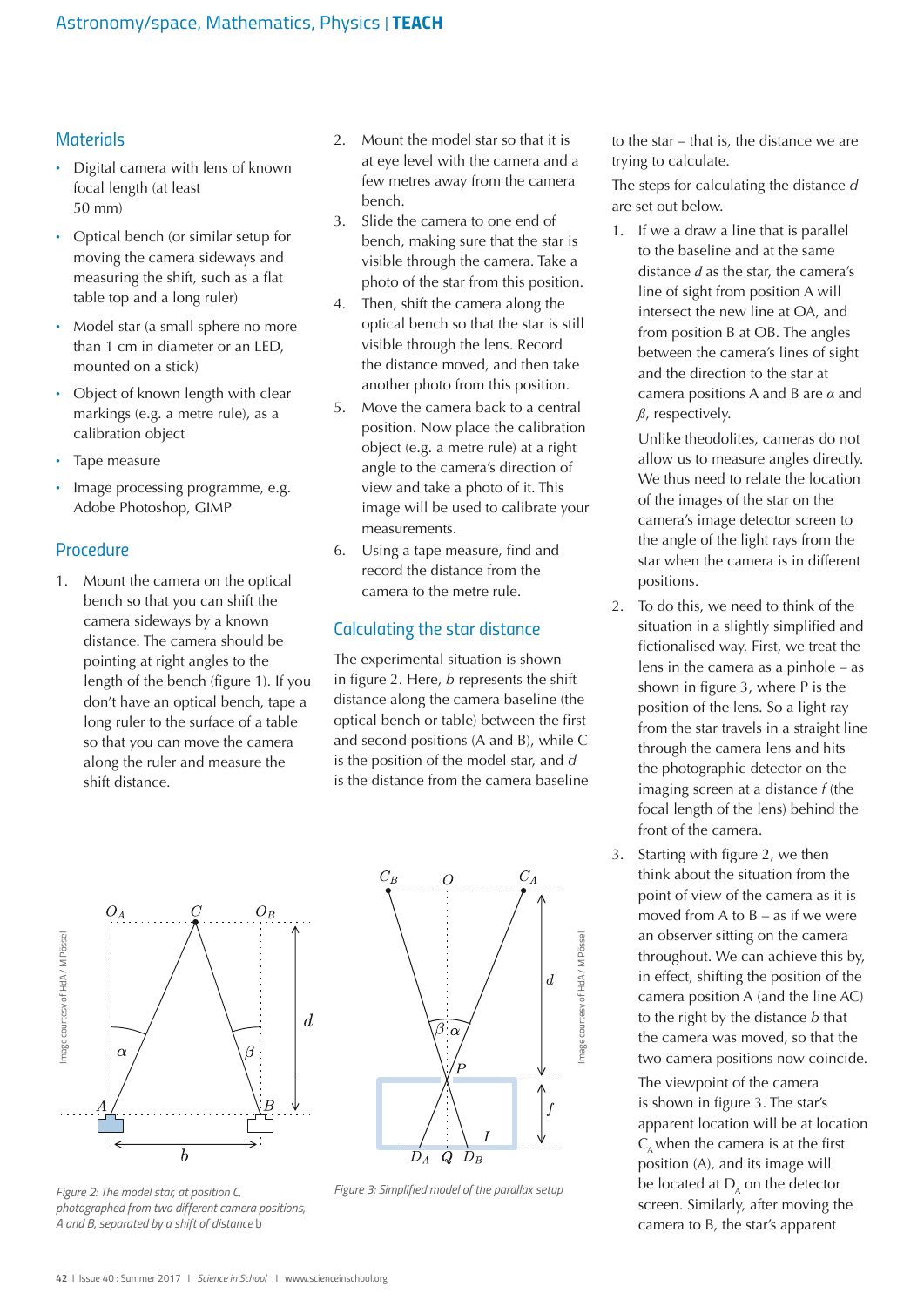## Materials

- Digital camera with lens of known focal length (at least 50 mm)
- Optical bench (or similar setup for moving the camera sideways and measuring the shift, such as a flat table top and a long ruler)
- Model star (a small sphere no more than 1 cm in diameter or an LED, mounted on a stick)
- Object of known length with clear markings (e.g. a metre rule), as a calibration object
- Tape measure
- Image processing programme, e.g. Adobe Photoshop, GIMP

## Procedure

1. Mount the camera on the optical bench so that you can shift the camera sideways by a known distance. The camera should be pointing at right angles to the length of the bench (figure 1). If you don't have an optical bench, tape a long ruler to the surface of a table so that you can move the camera along the ruler and measure the shift distance.
2. Mount the model star so that it is at eye level with the camera and a few metres away from the camera bench.
3. Slide the camera to one end of bench, making sure that the star is visible through the camera. Take a photo of the star from this position.
4. Then, shift the camera along the optical bench so that the star is still visible through the lens. Record the distance moved, and then take another photo from this position.
5. Move the camera back to a central position. Now place the calibration object (e.g. a metre rule) at a right angle to the camera's direction of view and take a photo of it. This image will be used to calibrate your measurements.
6. Using a tape measure, find and record the distance from the camera to the metre rule.

## Calculating the star distance

The experimental situation is shown in figure 2. Here, $b$ represents the shift distance along the camera baseline (the optical bench or table) between the first and second positions (A and B), while C is the position of the model star, and $d$ is the distance from the camera baseline to the star – that is, the distance we are trying to calculate.

The steps for calculating the distance $d$ are set out below.

1. If we a draw a line that is parallel to the baseline and at the same distance $d$ as the star, the camera's line of sight from position A will intersect the new line at OA, and from position B at OB. The angles between the camera's lines of sight and the direction to the star at camera positions A and B are $\alpha$ and $\beta$, respectively.

   Unlike theodolites, cameras do not allow us to measure angles directly. We thus need to relate the location of the images of the star on the camera's image detector screen to the angle of the light rays from the star when the camera is in different positions.

2. To do this, we need to think of the situation in a slightly simplified and fictionalised way. First, we treat the lens in the camera as a pinhole – as shown in figure 3, where P is the position of the lens. So a light ray from the star travels in a straight line through the camera lens and hits the photographic detector on the imaging screen at a distance $f$ (the focal length of the lens) behind the front of the camera.

3. Starting with figure 2, we then think about the situation from the point of view of the camera as it is moved from A to B – as if we were an observer sitting on the camera throughout. We can achieve this by, in effect, shifting the position of the camera position A (and the line AC) to the right by the distance $b$ that the camera was moved, so that the two camera positions now coincide.

   The viewpoint of the camera is shown in figure 3. The star's apparent location will be at location $C_A$ when the camera is at the first position (A), and its image will be located at $D_A$ on the detector screen. Similarly, after moving the camera to B, the star's apparent

Image courtesy of HdA / M Pössel

$O_A$ C $O_B$
$\alpha$ $\beta$
$d$
A B
$b$

*Figure 2: The model star, at position C, photographed from two different camera positions, A and B, separated by a shift of distance* b

Image courtesy of HdA / M Pössel

$C_B$ $O$ $C_A$
$d$
$\beta$ $\alpha$
$P$
$f$
$I$
$D_A$ $Q$ $D_B$

*Figure 3: Simplified model of the parallax setup*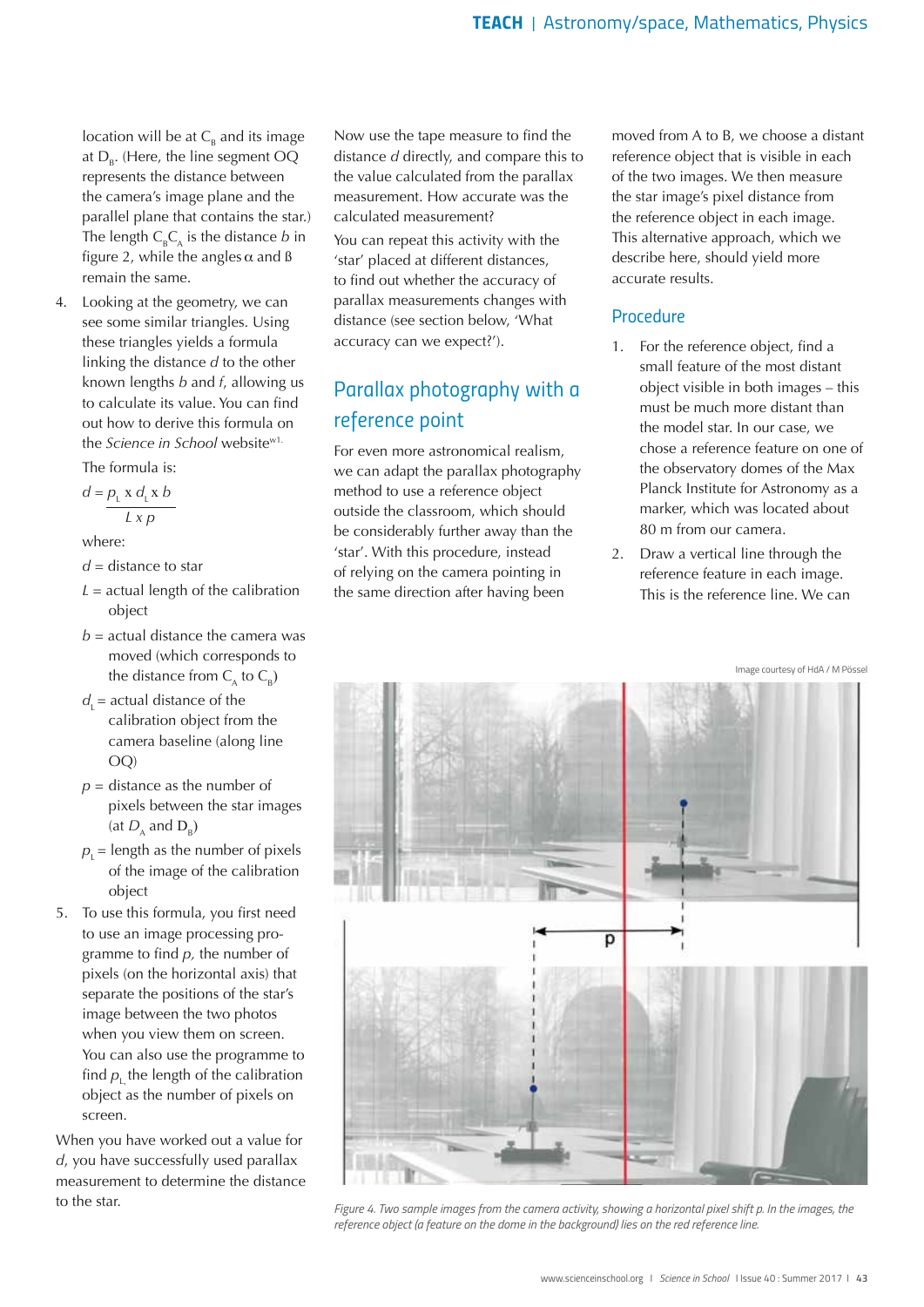location will be at $C_B$ and its image at $D_B$. (Here, the line segment OQ represents the distance between the camera's image plane and the parallel plane that contains the star.) The length $C_BC_A$ is the distance $b$ in figure 2, while the angles $\alpha$ and $\beta$ remain the same.

4. Looking at the geometry, we can see some similar triangles. Using these triangles yields a formula linking the distance $d$ to the other known lengths $b$ and $f$, allowing us to calculate its value. You can find out how to derive this formula on the *Science in School* website[w1].

   The formula is:

   $$d = \frac{p_L \times d_L \times b}{L \times p}$$

   where:

   $d$ = distance to star

   $L$ = actual length of the calibration object

   $b$ = actual distance the camera was moved (which corresponds to the distance from $C_A$ to $C_B$)

   $d_L$ = actual distance of the calibration object from the camera baseline (along line OQ)

   $p$ = distance as the number of pixels between the star images (at $D_A$ and $D_B$)

   $p_L$ = length as the number of pixels of the image of the calibration object

5. To use this formula, you first need to use an image processing programme to find $p$, the number of pixels (on the horizontal axis) that separate the positions of the star's image between the two photos when you view them on screen. You can also use the programme to find $p_L$ the length of the calibration object as the number of pixels on screen.

When you have worked out a value for $d$, you have successfully used parallax measurement to determine the distance to the star.

Now use the tape measure to find the distance $d$ directly, and compare this to the value calculated from the parallax measurement. How accurate was the calculated measurement?

You can repeat this activity with the 'star' placed at different distances, to find out whether the accuracy of parallax measurements changes with distance (see section below, 'What accuracy can we expect?').

## Parallax photography with a reference point

For even more astronomical realism, we can adapt the parallax photography method to use a reference object outside the classroom, which should be considerably further away than the 'star'. With this procedure, instead of relying on the camera pointing in the same direction after having been moved from A to B, we choose a distant reference object that is visible in each of the two images. We then measure the star image's pixel distance from the reference object in each image. This alternative approach, which we describe here, should yield more accurate results.

### Procedure

1. For the reference object, find a small feature of the most distant object visible in both images – this must be much more distant than the model star. In our case, we chose a reference feature on one of the observatory domes of the Max Planck Institute for Astronomy as a marker, which was located about 80 m from our camera.
2. Draw a vertical line through the reference feature in each image. This is the reference line. We can

Image courtesy of HdA / M Pössel

p

*Figure 4. Two sample images from the camera activity, showing a horizontal pixel shift p. In the images, the reference object (a feature on the dome in the background) lies on the red reference line.*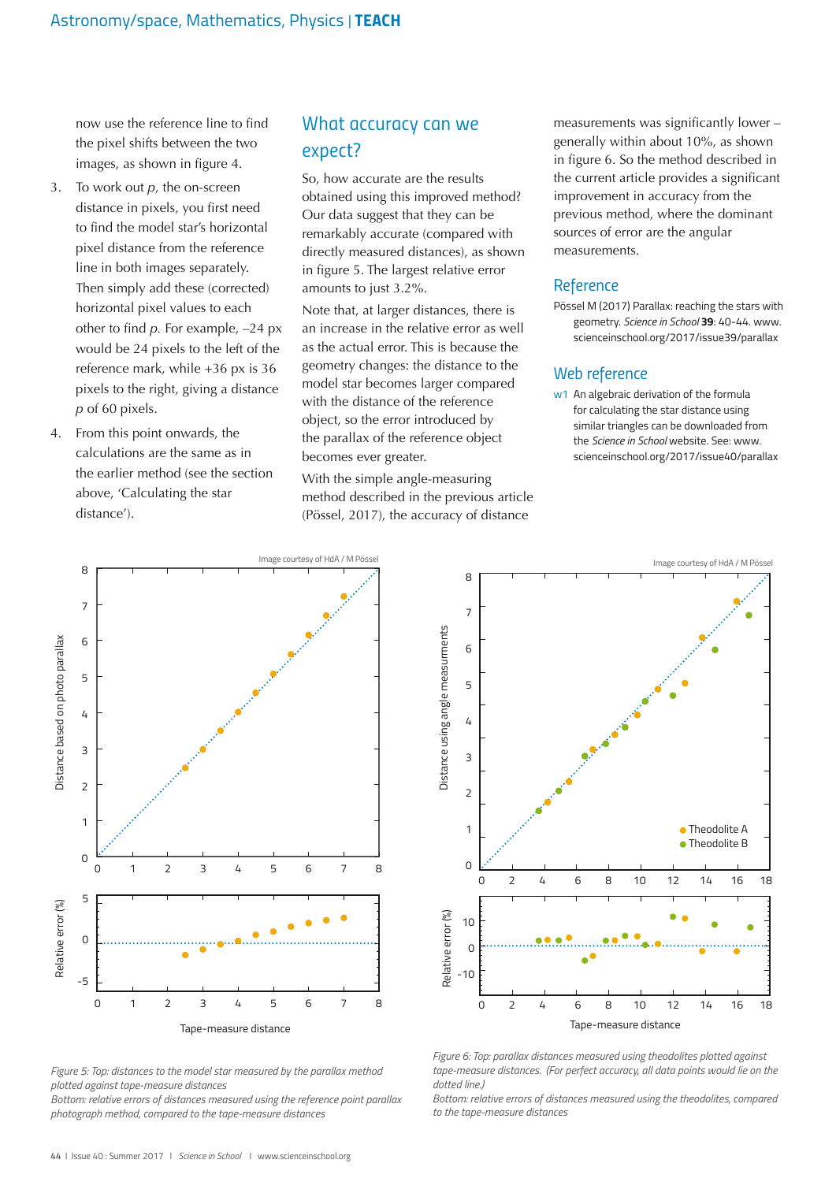now use the reference line to find the pixel shifts between the two images, as shown in figure 4.

3. To work out $p$, the on-screen distance in pixels, you first need to find the model star's horizontal pixel distance from the reference line in both images separately. Then simply add these (corrected) horizontal pixel values to each other to find $p$. For example, –24 px would be 24 pixels to the left of the reference mark, while +36 px is 36 pixels to the right, giving a distance $p$ of 60 pixels.
4. From this point onwards, the calculations are the same as in the earlier method (see the section above, 'Calculating the star distance').

## What accuracy can we expect?

So, how accurate are the results obtained using this improved method? Our data suggest that they can be remarkably accurate (compared with directly measured distances), as shown in figure 5. The largest relative error amounts to just 3.2%.

Note that, at larger distances, there is an increase in the relative error as well as the actual error. This is because the geometry changes: the distance to the model star becomes larger compared with the distance of the reference object, so the error introduced by the parallax of the reference object becomes ever greater.

With the simple angle-measuring method described in the previous article (Pössel, 2017), the accuracy of distance measurements was significantly lower – generally within about 10%, as shown in figure 6. So the method described in the current article provides a significant improvement in accuracy from the previous method, where the dominant sources of error are the angular measurements.

## Reference

Pössel M (2017) Parallax: reaching the stars with geometry. *Science in School* **39**: 40-44. www.scienceinschool.org/2017/issue39/parallax

## Web reference

w1 An algebraic derivation of the formula for calculating the star distance using similar triangles can be downloaded from the *Science in School* website. See: www.scienceinschool.org/2017/issue40/parallax

Image courtesy of HdA / M Pössel

Distance based on photo parallax

Relative error (%)

Tape-measure distance

*Figure 5: Top: distances to the model star measured by the parallax method plotted against tape-measure distances*
*Bottom: relative errors of distances measured using the reference point parallax photograph method, compared to the tape-measure distances*

Image courtesy of HdA / M Pössel

Distance using angle measurements

Theodolite A
Theodolite B

Relative error (%)

Tape-measure distance

*Figure 6: Top: parallax distances measured using theodolites plotted against tape-measure distances. (For perfect accuracy, all data points would lie on the dotted line.)*
*Bottom: relative errors of distances measured using the theodolites, compared to the tape-measure distances*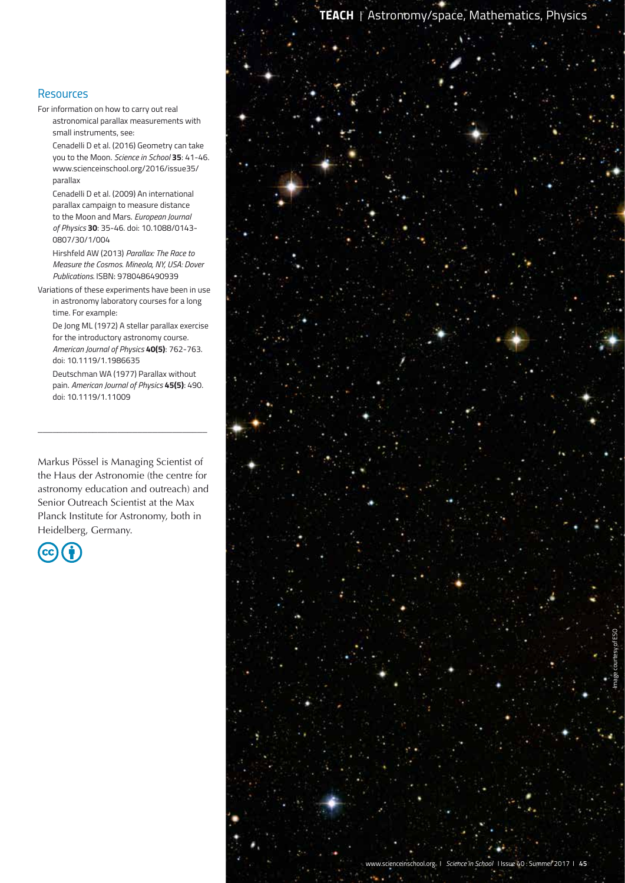## Resources

For information on how to carry out real astronomical parallax measurements with small instruments, see:

Cenadelli D et al. (2016) Geometry can take you to the Moon. *Science in School* **35**: 41-46. www.scienceinschool.org/2016/issue35/parallax

Cenadelli D et al. (2009) An international parallax campaign to measure distance to the Moon and Mars. *European Journal of Physics* **30**: 35-46. doi: 10.1088/0143-0807/30/1/004

Hirshfeld AW (2013) *Parallax: The Race to Measure the Cosmos. Mineola, NY, USA: Dover Publications.* ISBN: 9780486490939

Variations of these experiments have been in use in astronomy laboratory courses for a long time. For example:

De Jong ML (1972) A stellar parallax exercise for the introductory astronomy course. *American Journal of Physics* **40(5)**: 762-763. doi: 10.1119/1.1986635

Deutschman WA (1977) Parallax without pain. *American Journal of Physics* **45(5)**: 490. doi: 10.1119/1.11009

---

Markus Pössel is Managing Scientist of the Haus der Astronomie (the centre for astronomy education and outreach) and Senior Outreach Scientist at the Max Planck Institute for Astronomy, both in Heidelberg, Germany.

Image courtesy of ESO